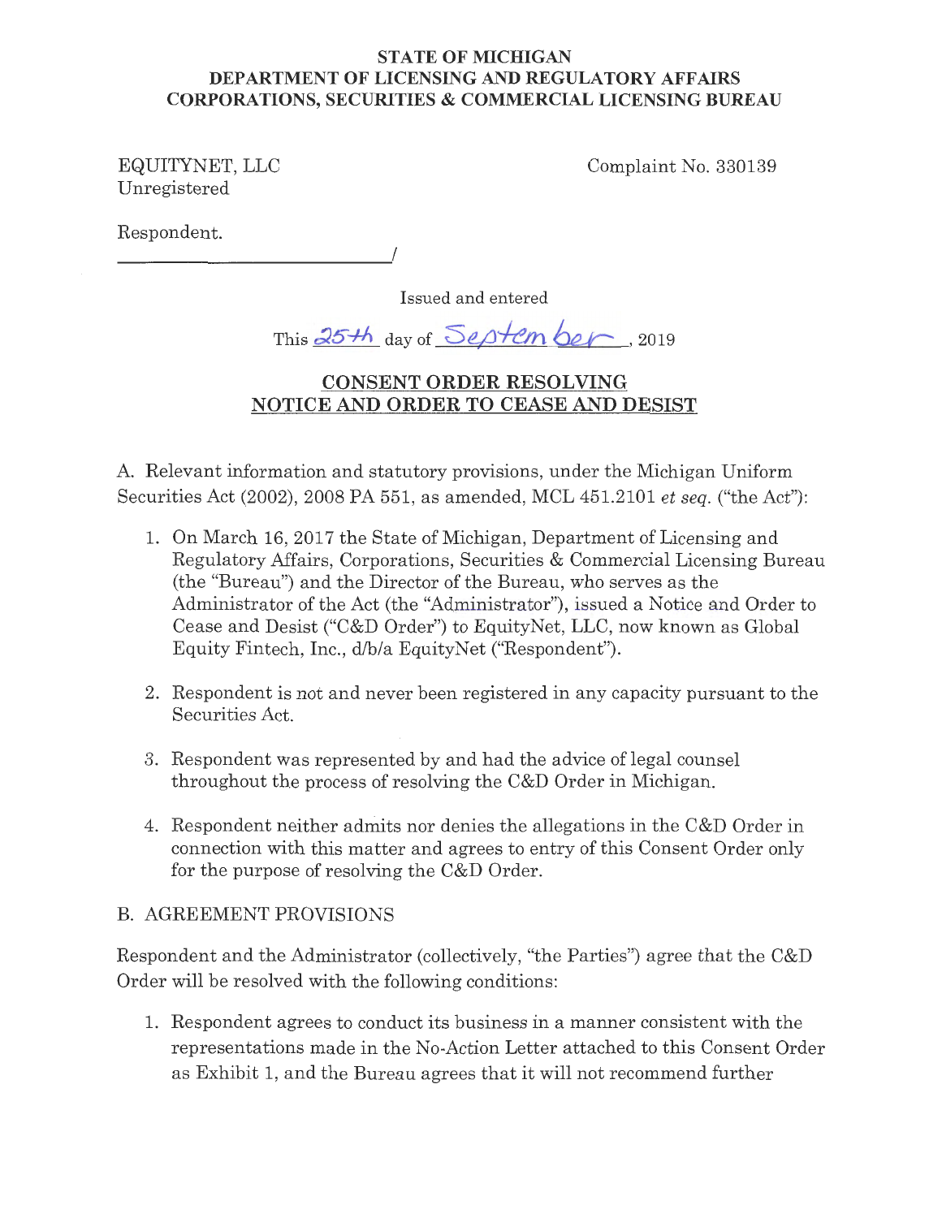**STATE OF MICHIGAN**
**DEPARTMENT OF LICENSING AND REGULATORY AFFAIRS**
**CORPORATIONS, SECURITIES & COMMERCIAL LICENSING BUREAU**

EQUITYNET, LLC
Unregistered

Complaint No. 330139

Respondent.
______________________________/

Issued and entered

This 25th day of September, 2019

## CONSENT ORDER RESOLVING NOTICE AND ORDER TO CEASE AND DESIST

A. Relevant information and statutory provisions, under the Michigan Uniform Securities Act (2002), 2008 PA 551, as amended, MCL 451.2101 *et seq.* ("the Act"):

1. On March 16, 2017 the State of Michigan, Department of Licensing and Regulatory Affairs, Corporations, Securities & Commercial Licensing Bureau (the "Bureau") and the Director of the Bureau, who serves as the Administrator of the Act (the "Administrator"), issued a Notice and Order to Cease and Desist ("C&D Order") to EquityNet, LLC, now known as Global Equity Fintech, Inc., d/b/a EquityNet ("Respondent").

2. Respondent is not and never been registered in any capacity pursuant to the Securities Act.

3. Respondent was represented by and had the advice of legal counsel throughout the process of resolving the C&D Order in Michigan.

4. Respondent neither admits nor denies the allegations in the C&D Order in connection with this matter and agrees to entry of this Consent Order only for the purpose of resolving the C&D Order.

B. AGREEMENT PROVISIONS

Respondent and the Administrator (collectively, "the Parties") agree that the C&D Order will be resolved with the following conditions:

1. Respondent agrees to conduct its business in a manner consistent with the representations made in the No-Action Letter attached to this Consent Order as Exhibit 1, and the Bureau agrees that it will not recommend further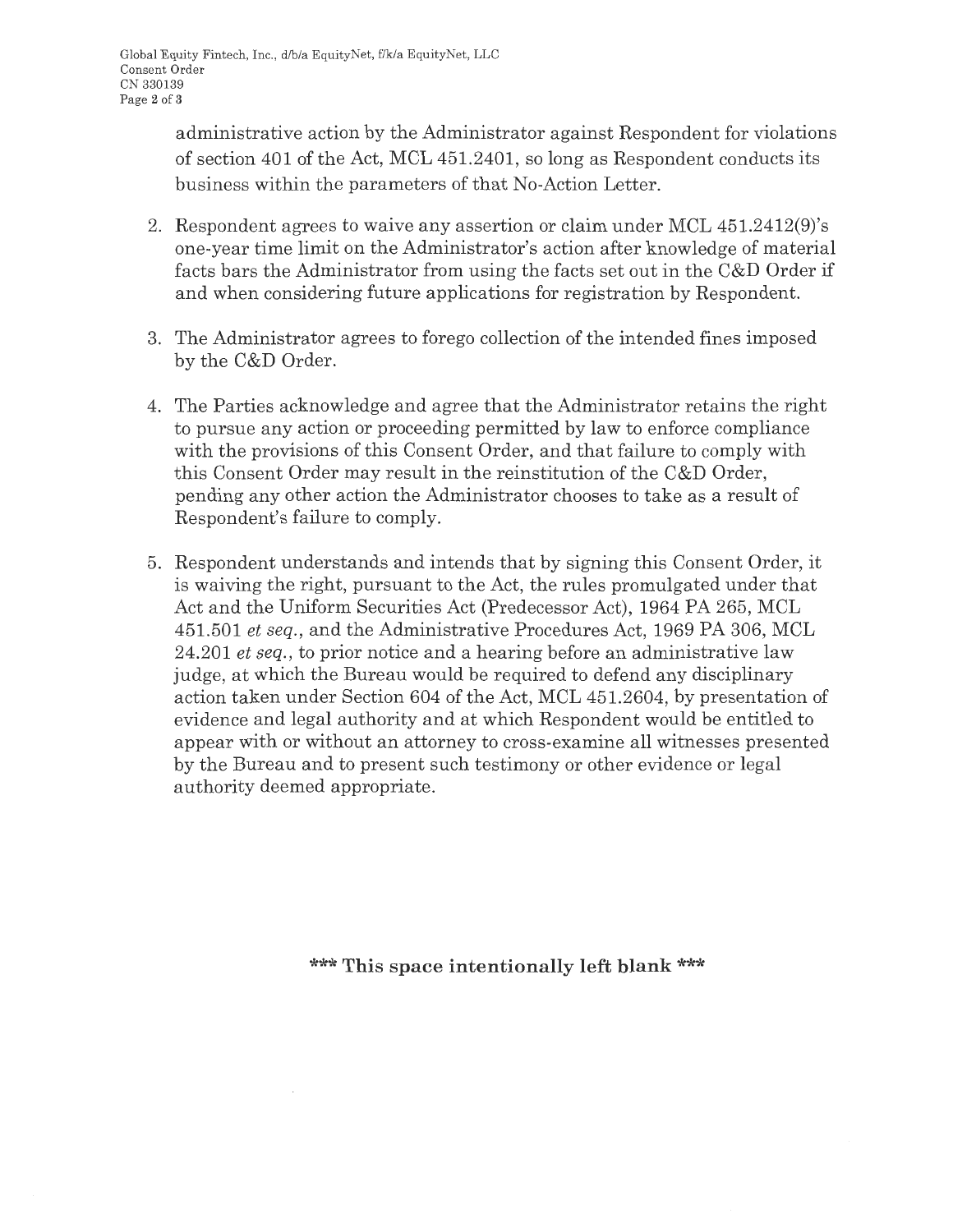administrative action by the Administrator against Respondent for violations of section 401 of the Act, MCL 451.2401, so long as Respondent conducts its business within the parameters of that No-Action Letter.

2. Respondent agrees to waive any assertion or claim under MCL 451.2412(9)'s one-year time limit on the Administrator's action after knowledge of material facts bars the Administrator from using the facts set out in the C&D Order if and when considering future applications for registration by Respondent.

3. The Administrator agrees to forego collection of the intended fines imposed by the C&D Order.

4. The Parties acknowledge and agree that the Administrator retains the right to pursue any action or proceeding permitted by law to enforce compliance with the provisions of this Consent Order, and that failure to comply with this Consent Order may result in the reinstitution of the C&D Order, pending any other action the Administrator chooses to take as a result of Respondent's failure to comply.

5. Respondent understands and intends that by signing this Consent Order, it is waiving the right, pursuant to the Act, the rules promulgated under that Act and the Uniform Securities Act (Predecessor Act), 1964 PA 265, MCL 451.501 *et seq.*, and the Administrative Procedures Act, 1969 PA 306, MCL 24.201 *et seq.*, to prior notice and a hearing before an administrative law judge, at which the Bureau would be required to defend any disciplinary action taken under Section 604 of the Act, MCL 451.2604, by presentation of evidence and legal authority and at which Respondent would be entitled to appear with or without an attorney to cross-examine all witnesses presented by the Bureau and to present such testimony or other evidence or legal authority deemed appropriate.

**\*\*\* This space intentionally left blank \*\*\***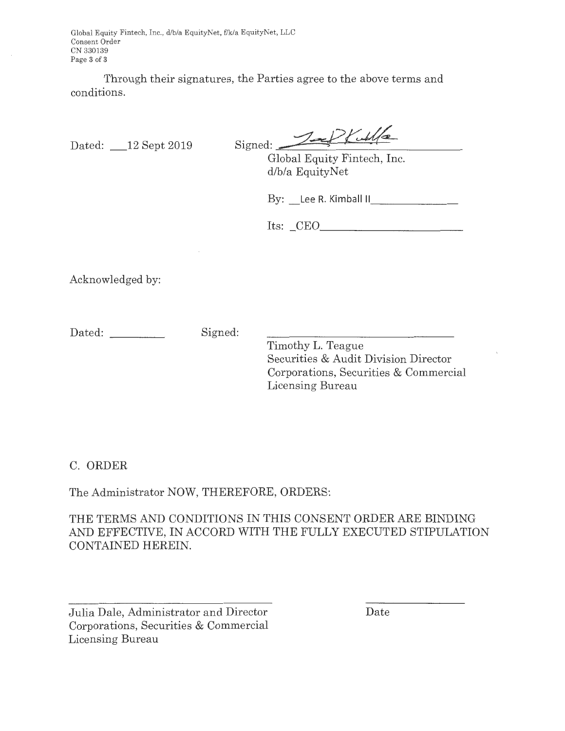Through their signatures, the Parties agree to the above terms and conditions.

Dated: 12 Sept 2019

Signed: ______________________

Global Equity Fintech, Inc.
d/b/a EquityNet

By: Lee R. Kimball II

Its: CEO

Acknowledged by:

Dated: __________

Signed: ______________________

Timothy L. Teague
Securities & Audit Division Director
Corporations, Securities & Commercial Licensing Bureau

C. ORDER

The Administrator NOW, THEREFORE, ORDERS:

THE TERMS AND CONDITIONS IN THIS CONSENT ORDER ARE BINDING AND EFFECTIVE, IN ACCORD WITH THE FULLY EXECUTED STIPULATION CONTAINED HEREIN.

______________________
Julia Dale, Administrator and Director
Corporations, Securities & Commercial Licensing Bureau

______________
Date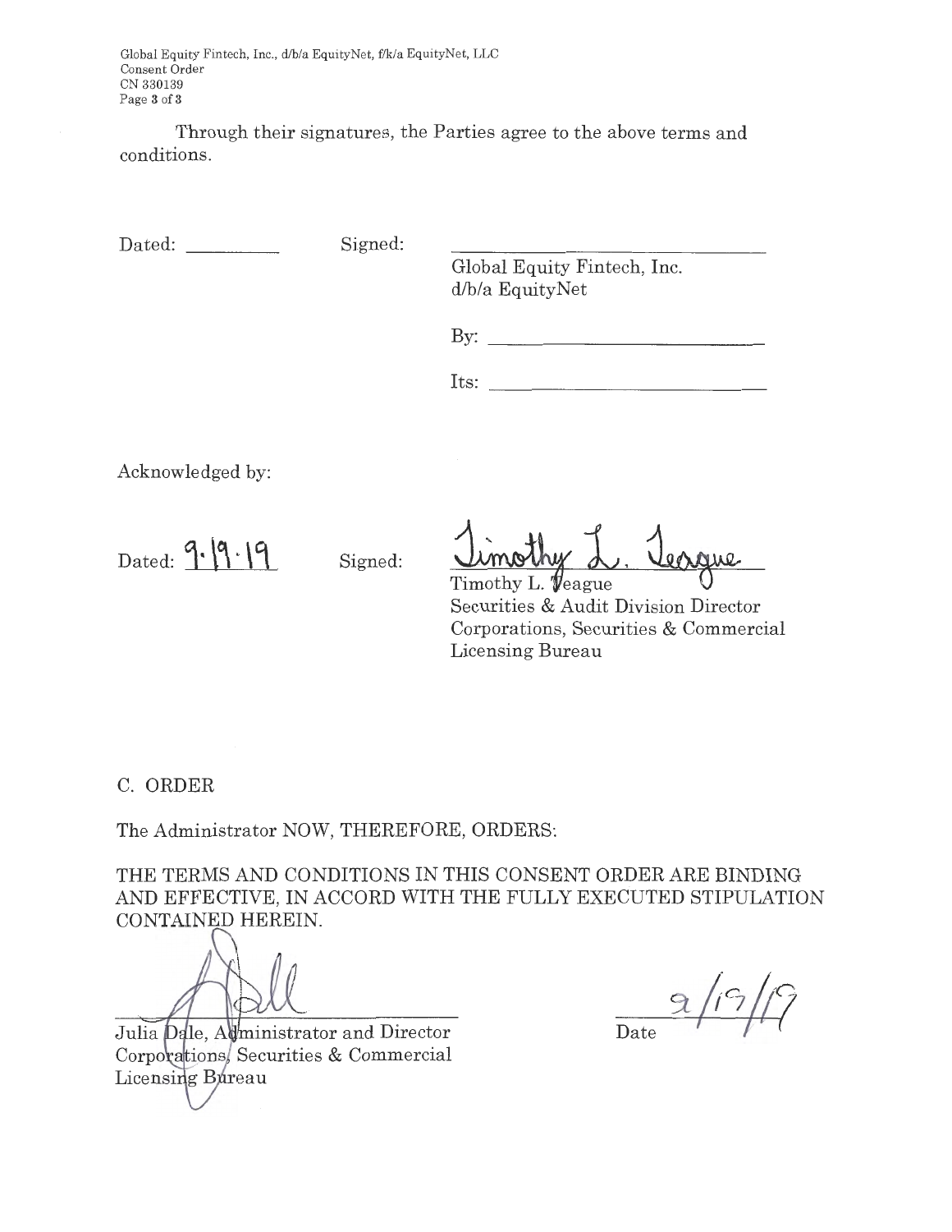Through their signatures, the Parties agree to the above terms and conditions.

Dated: ________ Signed: ______________________________

Global Equity Fintech, Inc.
d/b/a EquityNet

By: ______________________________

Its: ______________________________

Acknowledged by:

Dated: 9.19.19 Signed: Timothy L. Teague

Timothy L. Teague
Securities & Audit Division Director
Corporations, Securities & Commercial Licensing Bureau

C. ORDER

The Administrator NOW, THEREFORE, ORDERS:

THE TERMS AND CONDITIONS IN THIS CONSENT ORDER ARE BINDING AND EFFECTIVE, IN ACCORD WITH THE FULLY EXECUTED STIPULATION CONTAINED HEREIN.

______________________________
Julia Dale, Administrator and Director
Corporations, Securities & Commercial Licensing Bureau

9/19/19
Date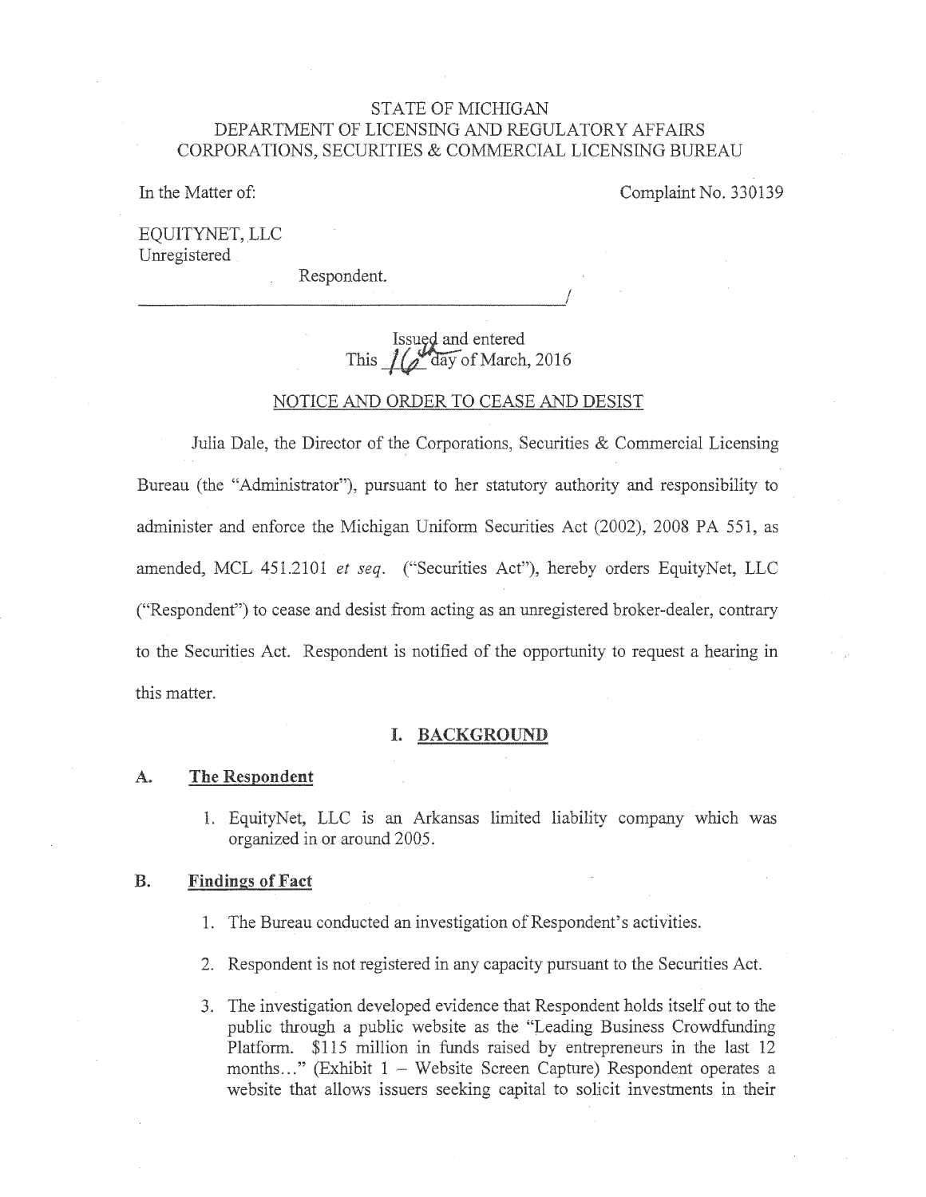STATE OF MICHIGAN
DEPARTMENT OF LICENSING AND REGULATORY AFFAIRS
CORPORATIONS, SECURITIES & COMMERCIAL LICENSING BUREAU

In the Matter of:

Complaint No. 330139

EQUITYNET, LLC
Unregistered

Respondent.
______________________________________________/

Issued and entered
This 16th day of March, 2016

NOTICE AND ORDER TO CEASE AND DESIST

Julia Dale, the Director of the Corporations, Securities & Commercial Licensing Bureau (the "Administrator"), pursuant to her statutory authority and responsibility to administer and enforce the Michigan Uniform Securities Act (2002), 2008 PA 551, as amended, MCL 451.2101 *et seq.* ("Securities Act"), hereby orders EquityNet, LLC ("Respondent") to cease and desist from acting as an unregistered broker-dealer, contrary to the Securities Act. Respondent is notified of the opportunity to request a hearing in this matter.

## I. BACKGROUND

### A. The Respondent

1. EquityNet, LLC is an Arkansas limited liability company which was organized in or around 2005.

### B. Findings of Fact

1. The Bureau conducted an investigation of Respondent's activities.
2. Respondent is not registered in any capacity pursuant to the Securities Act.
3. The investigation developed evidence that Respondent holds itself out to the public through a public website as the "Leading Business Crowdfunding Platform. $115 million in funds raised by entrepreneurs in the last 12 months…" (Exhibit 1 – Website Screen Capture) Respondent operates a website that allows issuers seeking capital to solicit investments in their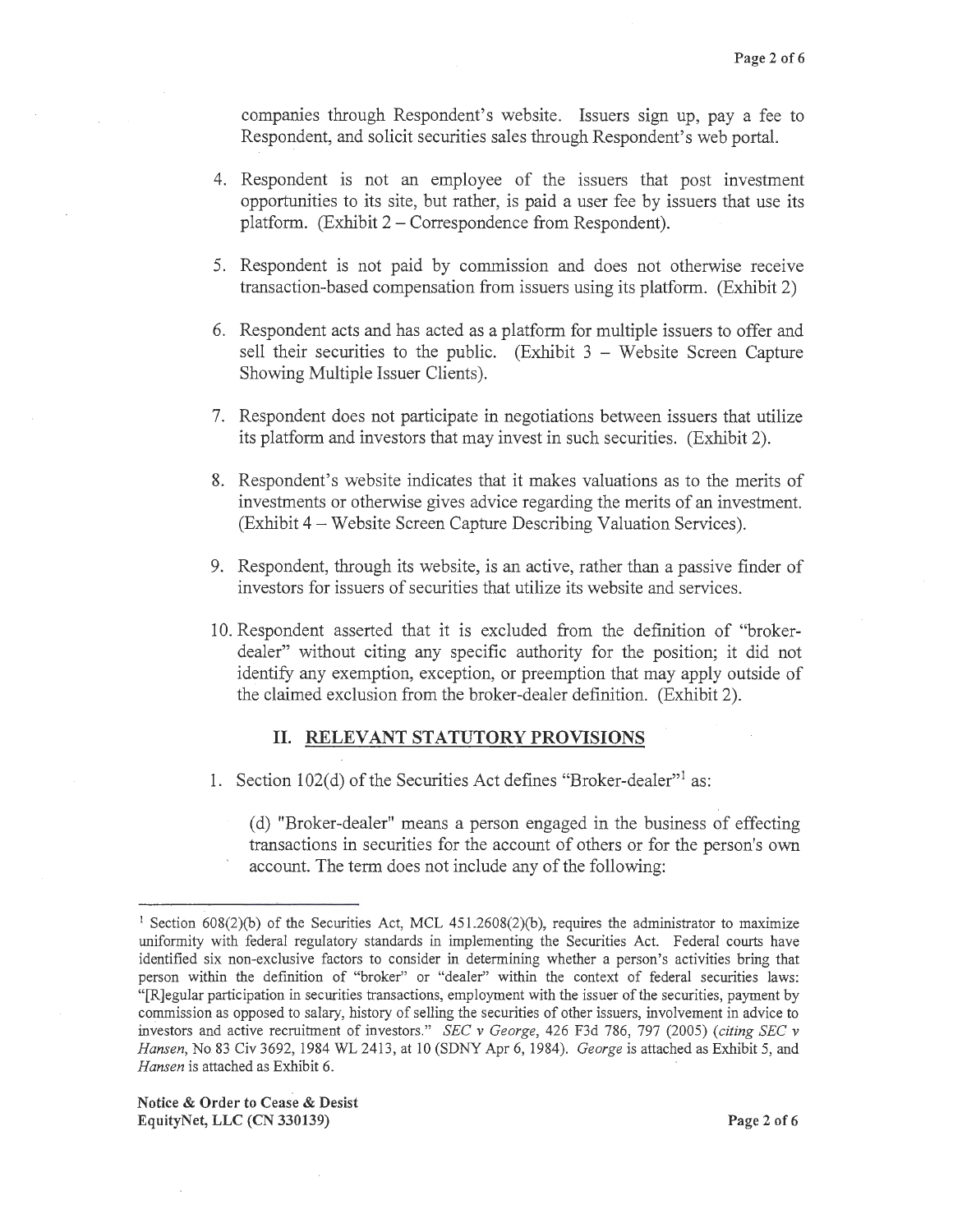companies through Respondent's website. Issuers sign up, pay a fee to Respondent, and solicit securities sales through Respondent's web portal.

4. Respondent is not an employee of the issuers that post investment opportunities to its site, but rather, is paid a user fee by issuers that use its platform. (Exhibit 2 – Correspondence from Respondent).

5. Respondent is not paid by commission and does not otherwise receive transaction-based compensation from issuers using its platform. (Exhibit 2)

6. Respondent acts and has acted as a platform for multiple issuers to offer and sell their securities to the public. (Exhibit 3 – Website Screen Capture Showing Multiple Issuer Clients).

7. Respondent does not participate in negotiations between issuers that utilize its platform and investors that may invest in such securities. (Exhibit 2).

8. Respondent's website indicates that it makes valuations as to the merits of investments or otherwise gives advice regarding the merits of an investment. (Exhibit 4 – Website Screen Capture Describing Valuation Services).

9. Respondent, through its website, is an active, rather than a passive finder of investors for issuers of securities that utilize its website and services.

10. Respondent asserted that it is excluded from the definition of "broker-dealer" without citing any specific authority for the position; it did not identify any exemption, exception, or preemption that may apply outside of the claimed exclusion from the broker-dealer definition. (Exhibit 2).

## II. RELEVANT STATUTORY PROVISIONS

1. Section 102(d) of the Securities Act defines "Broker-dealer"[1] as:

   (d) "Broker-dealer" means a person engaged in the business of effecting transactions in securities for the account of others or for the person's own account. The term does not include any of the following:

---

[1] Section 608(2)(b) of the Securities Act, MCL 451.2608(2)(b), requires the administrator to maximize uniformity with federal regulatory standards in implementing the Securities Act. Federal courts have identified six non-exclusive factors to consider in determining whether a person's activities bring that person within the definition of "broker" or "dealer" within the context of federal securities laws: "[R]egular participation in securities transactions, employment with the issuer of the securities, payment by commission as opposed to salary, history of selling the securities of other issuers, involvement in advice to investors and active recruitment of investors." *SEC v George*, 426 F3d 786, 797 (2005) (*citing SEC v Hansen*, No 83 Civ 3692, 1984 WL 2413, at 10 (SDNY Apr 6, 1984). *George* is attached as Exhibit 5, and *Hansen* is attached as Exhibit 6.

**Notice & Order to Cease & Desist**
**EquityNet, LLC (CN 330139)**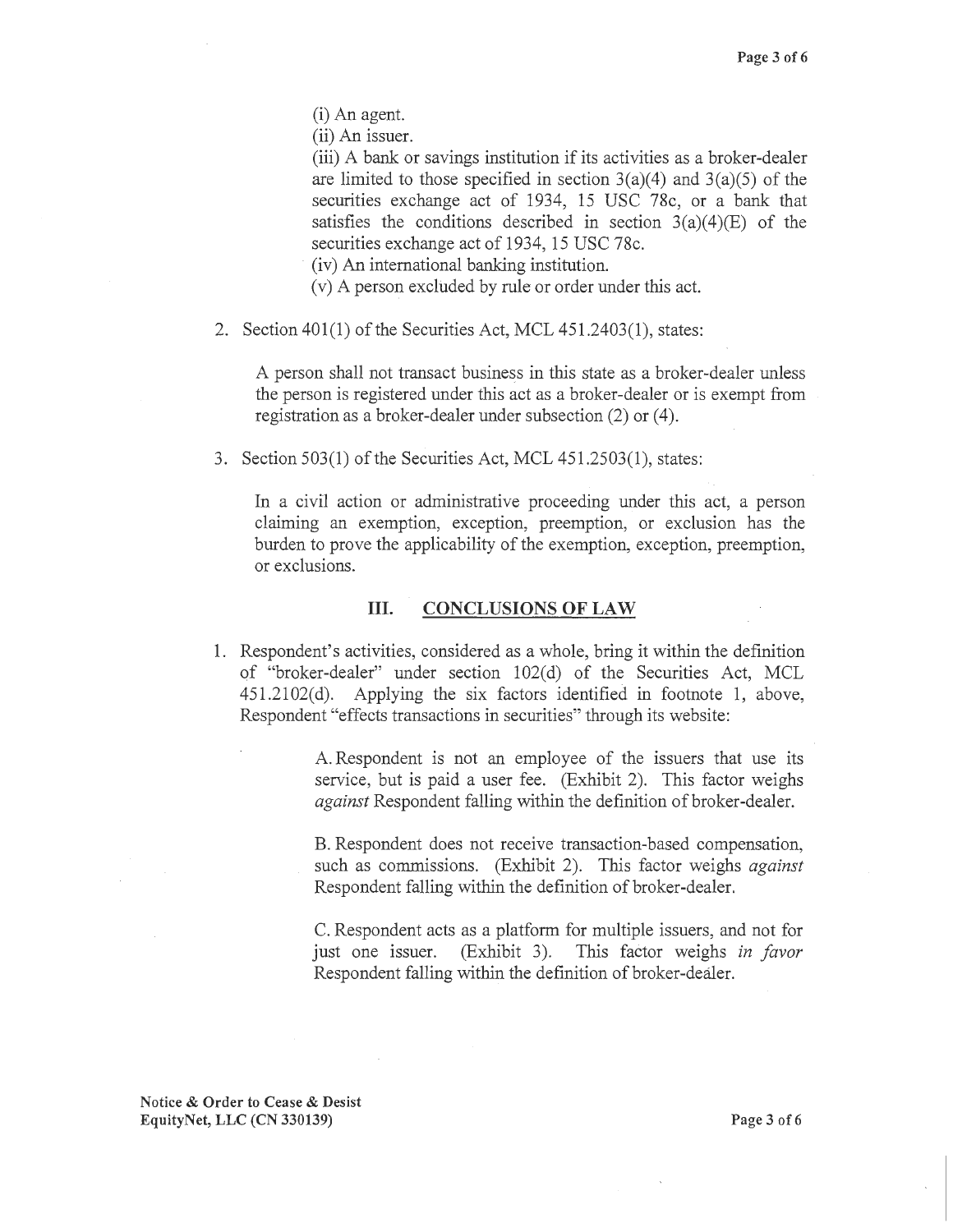(i) An agent.

(ii) An issuer.

(iii) A bank or savings institution if its activities as a broker-dealer are limited to those specified in section 3(a)(4) and 3(a)(5) of the securities exchange act of 1934, 15 USC 78c, or a bank that satisfies the conditions described in section 3(a)(4)(E) of the securities exchange act of 1934, 15 USC 78c.

(iv) An international banking institution.

(v) A person excluded by rule or order under this act.

2. Section 401(1) of the Securities Act, MCL 451.2403(1), states:

   A person shall not transact business in this state as a broker-dealer unless the person is registered under this act as a broker-dealer or is exempt from registration as a broker-dealer under subsection (2) or (4).

3. Section 503(1) of the Securities Act, MCL 451.2503(1), states:

   In a civil action or administrative proceeding under this act, a person claiming an exemption, exception, preemption, or exclusion has the burden to prove the applicability of the exemption, exception, preemption, or exclusions.

## III. CONCLUSIONS OF LAW

1. Respondent's activities, considered as a whole, bring it within the definition of "broker-dealer" under section 102(d) of the Securities Act, MCL 451.2102(d). Applying the six factors identified in footnote 1, above, Respondent "effects transactions in securities" through its website:

   A. Respondent is not an employee of the issuers that use its service, but is paid a user fee. (Exhibit 2). This factor weighs *against* Respondent falling within the definition of broker-dealer.

   B. Respondent does not receive transaction-based compensation, such as commissions. (Exhibit 2). This factor weighs *against* Respondent falling within the definition of broker-dealer.

   C. Respondent acts as a platform for multiple issuers, and not for just one issuer. (Exhibit 3). This factor weighs *in favor* Respondent falling within the definition of broker-dealer.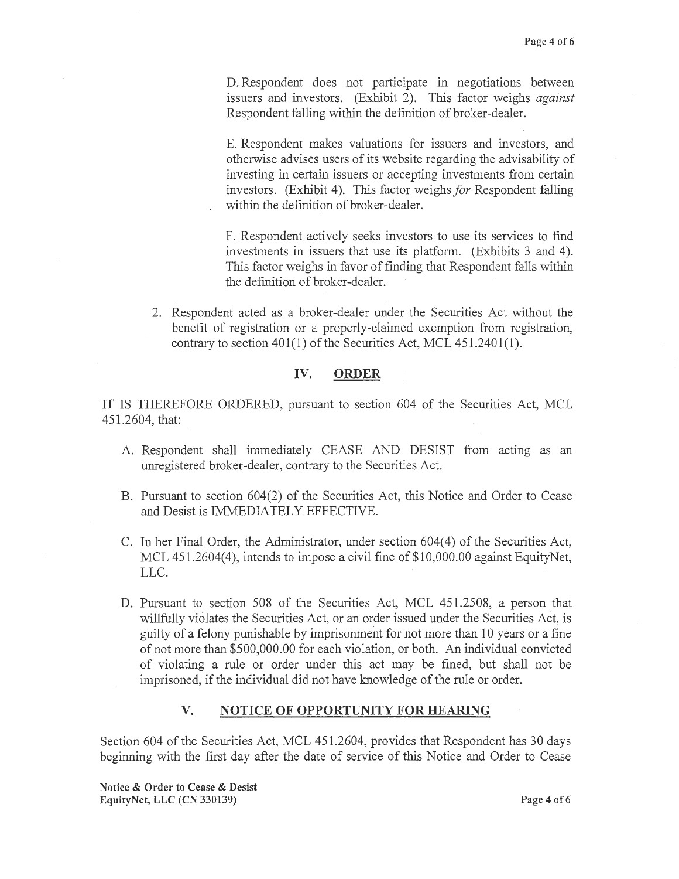D. Respondent does not participate in negotiations between issuers and investors. (Exhibit 2). This factor weighs *against* Respondent falling within the definition of broker-dealer.

E. Respondent makes valuations for issuers and investors, and otherwise advises users of its website regarding the advisability of investing in certain issuers or accepting investments from certain investors. (Exhibit 4). This factor weighs *for* Respondent falling within the definition of broker-dealer.

F. Respondent actively seeks investors to use its services to find investments in issuers that use its platform. (Exhibits 3 and 4). This factor weighs in favor of finding that Respondent falls within the definition of broker-dealer.

2. Respondent acted as a broker-dealer under the Securities Act without the benefit of registration or a properly-claimed exemption from registration, contrary to section 401(1) of the Securities Act, MCL 451.2401(1).

## IV. ORDER

IT IS THEREFORE ORDERED, pursuant to section 604 of the Securities Act, MCL 451.2604, that:

A. Respondent shall immediately CEASE AND DESIST from acting as an unregistered broker-dealer, contrary to the Securities Act.

B. Pursuant to section 604(2) of the Securities Act, this Notice and Order to Cease and Desist is IMMEDIATELY EFFECTIVE.

C. In her Final Order, the Administrator, under section 604(4) of the Securities Act, MCL 451.2604(4), intends to impose a civil fine of $10,000.00 against EquityNet, LLC.

D. Pursuant to section 508 of the Securities Act, MCL 451.2508, a person that willfully violates the Securities Act, or an order issued under the Securities Act, is guilty of a felony punishable by imprisonment for not more than 10 years or a fine of not more than $500,000.00 for each violation, or both. An individual convicted of violating a rule or order under this act may be fined, but shall not be imprisoned, if the individual did not have knowledge of the rule or order.

## V. NOTICE OF OPPORTUNITY FOR HEARING

Section 604 of the Securities Act, MCL 451.2604, provides that Respondent has 30 days beginning with the first day after the date of service of this Notice and Order to Cease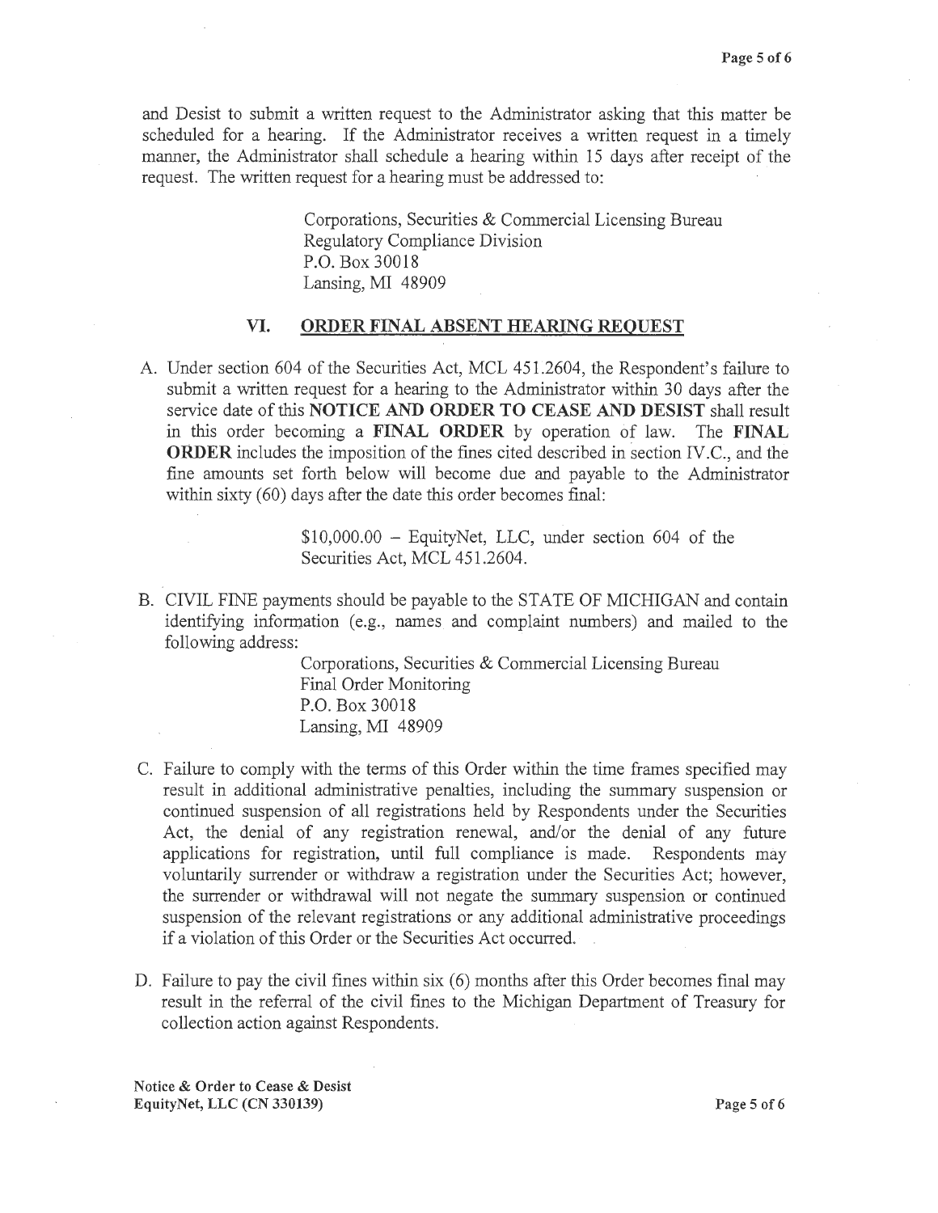and Desist to submit a written request to the Administrator asking that this matter be scheduled for a hearing. If the Administrator receives a written request in a timely manner, the Administrator shall schedule a hearing within 15 days after receipt of the request. The written request for a hearing must be addressed to:

> Corporations, Securities & Commercial Licensing Bureau
> Regulatory Compliance Division
> P.O. Box 30018
> Lansing, MI 48909

## VI. ORDER FINAL ABSENT HEARING REQUEST

A. Under section 604 of the Securities Act, MCL 451.2604, the Respondent's failure to submit a written request for a hearing to the Administrator within 30 days after the service date of this **NOTICE AND ORDER TO CEASE AND DESIST** shall result in this order becoming a **FINAL ORDER** by operation of law. The **FINAL ORDER** includes the imposition of the fines cited described in section IV.C., and the fine amounts set forth below will become due and payable to the Administrator within sixty (60) days after the date this order becomes final:

> $10,000.00 – EquityNet, LLC, under section 604 of the Securities Act, MCL 451.2604.

B. CIVIL FINE payments should be payable to the STATE OF MICHIGAN and contain identifying information (e.g., names and complaint numbers) and mailed to the following address:

> Corporations, Securities & Commercial Licensing Bureau
> Final Order Monitoring
> P.O. Box 30018
> Lansing, MI 48909

C. Failure to comply with the terms of this Order within the time frames specified may result in additional administrative penalties, including the summary suspension or continued suspension of all registrations held by Respondents under the Securities Act, the denial of any registration renewal, and/or the denial of any future applications for registration, until full compliance is made. Respondents may voluntarily surrender or withdraw a registration under the Securities Act; however, the surrender or withdrawal will not negate the summary suspension or continued suspension of the relevant registrations or any additional administrative proceedings if a violation of this Order or the Securities Act occurred.

D. Failure to pay the civil fines within six (6) months after this Order becomes final may result in the referral of the civil fines to the Michigan Department of Treasury for collection action against Respondents.

**Notice & Order to Cease & Desist**
**EquityNet, LLC (CN 330139)**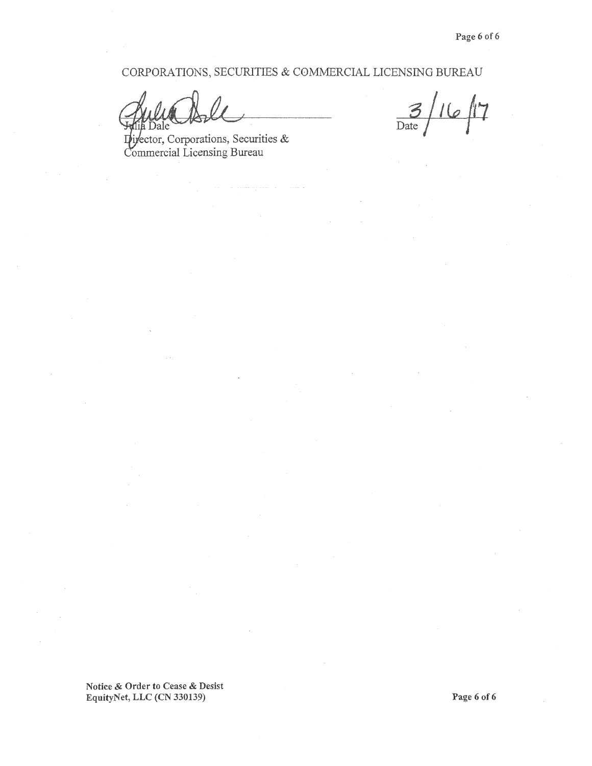CORPORATIONS, SECURITIES & COMMERCIAL LICENSING BUREAU

Julia Dale
Director, Corporations, Securities &
Commercial Licensing Bureau

3/16/17
Date